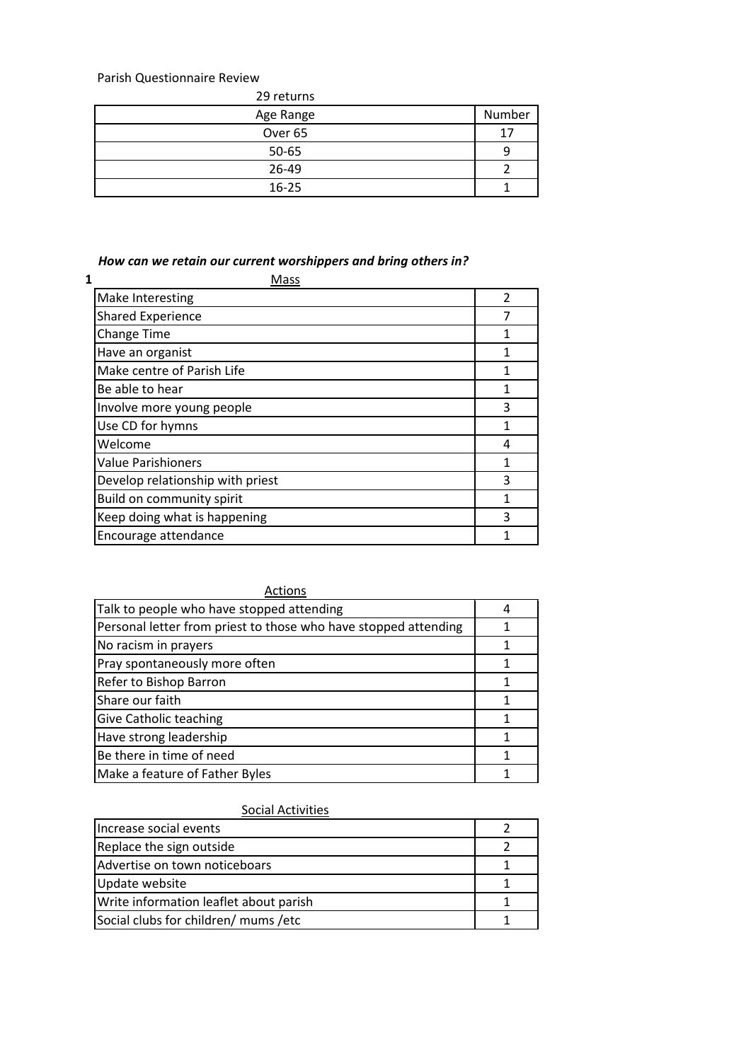Parish Questionnaire Review

29 returns

| Age Range | Number |
|---|---|
| Over 65 | 17 |
| 50-65 | 9 |
| 26-49 | 2 |
| 16-25 | 1 |

***How can we retain our current worshippers and bring others in?***

**1** Mass

| Mass | |
|---|---|
| Make Interesting | 2 |
| Shared Experience | 7 |
| Change Time | 1 |
| Have an organist | 1 |
| Make centre of Parish Life | 1 |
| Be able to hear | 1 |
| Involve more young people | 3 |
| Use CD for hymns | 1 |
| Welcome | 4 |
| Value Parishioners | 1 |
| Develop relationship with priest | 3 |
| Build on community spirit | 1 |
| Keep doing what is happening | 3 |
| Encourage attendance | 1 |

Actions

| Actions | |
|---|---|
| Talk to people who have stopped attending | 4 |
| Personal letter from priest to those who have stopped attending | 1 |
| No racism in prayers | 1 |
| Pray spontaneously more often | 1 |
| Refer to Bishop Barron | 1 |
| Share our faith | 1 |
| Give Catholic teaching | 1 |
| Have strong leadership | 1 |
| Be there in time of need | 1 |
| Make a feature of Father Byles | 1 |

Social Activities

| Social Activities | |
|---|---|
| Increase social events | 2 |
| Replace the sign outside | 2 |
| Advertise on town noticeboars | 1 |
| Update website | 1 |
| Write information leaflet about parish | 1 |
| Social clubs for children/ mums /etc | 1 |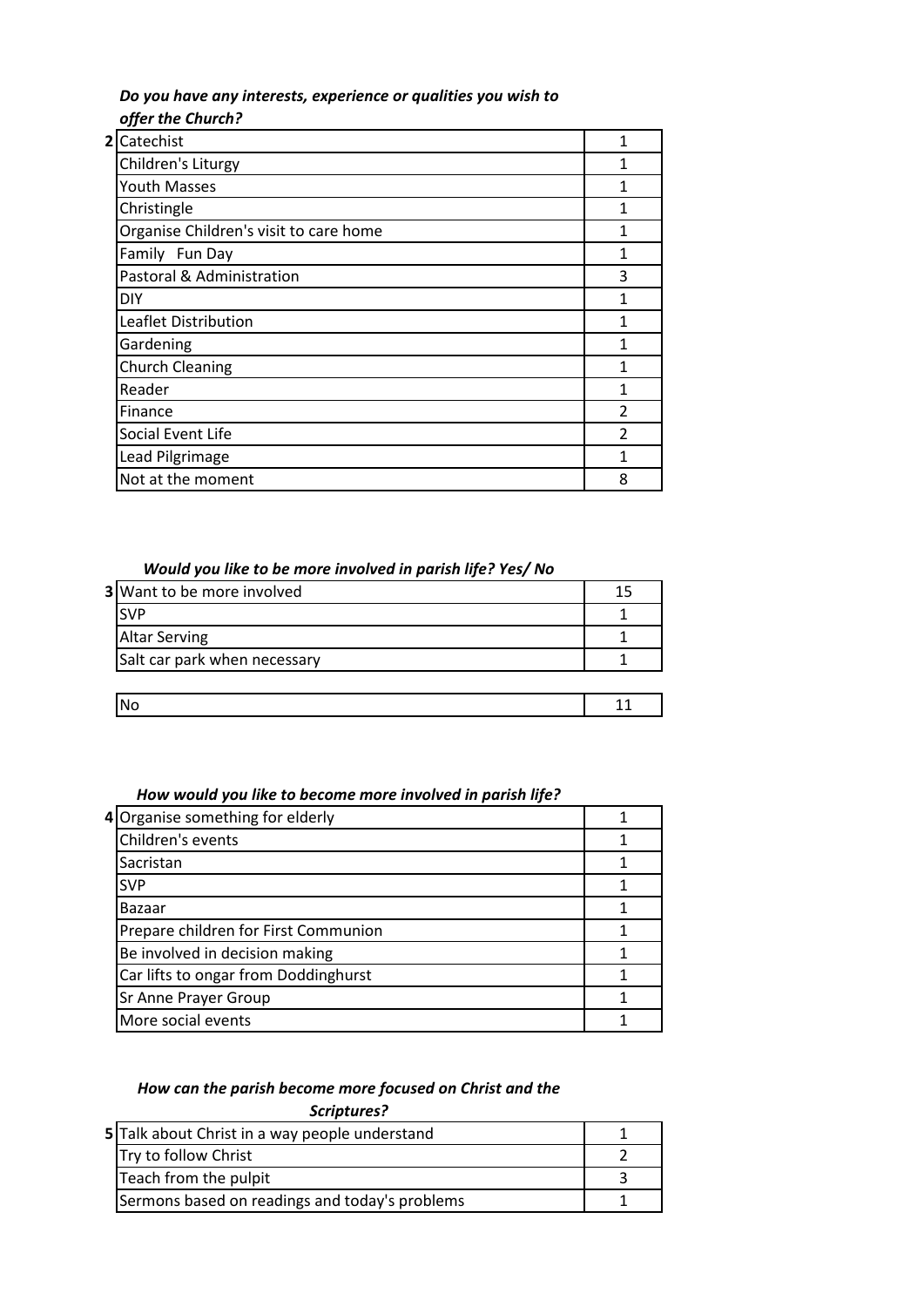***Do you have any interests, experience or qualities you wish to offer the Church?***

| | | |
|---|---|---|
| **2** | Catechist | 1 |
| | Children's Liturgy | 1 |
| | Youth Masses | 1 |
| | Christingle | 1 |
| | Organise Children's visit to care home | 1 |
| | Family Fun Day | 1 |
| | Pastoral & Administration | 3 |
| | DIY | 1 |
| | Leaflet Distribution | 1 |
| | Gardening | 1 |
| | Church Cleaning | 1 |
| | Reader | 1 |
| | Finance | 2 |
| | Social Event Life | 2 |
| | Lead Pilgrimage | 1 |
| | Not at the moment | 8 |

***Would you like to be more involved in parish life? Yes/ No***

| | | |
|---|---|---|
| **3** | Want to be more involved | 15 |
| | SVP | 1 |
| | Altar Serving | 1 |
| | Salt car park when necessary | 1 |
| | | |
| | No | 11 |

***How would you like to become more involved in parish life?***

| | | |
|---|---|---|
| **4** | Organise something for elderly | 1 |
| | Children's events | 1 |
| | Sacristan | 1 |
| | SVP | 1 |
| | Bazaar | 1 |
| | Prepare children for First Communion | 1 |
| | Be involved in decision making | 1 |
| | Car lifts to ongar from Doddinghurst | 1 |
| | Sr Anne Prayer Group | 1 |
| | More social events | 1 |

***How can the parish become more focused on Christ and the Scriptures?***

| | | |
|---|---|---|
| **5** | Talk about Christ in a way people understand | 1 |
| | Try to follow Christ | 2 |
| | Teach from the pulpit | 3 |
| | Sermons based on readings and today's problems | 1 |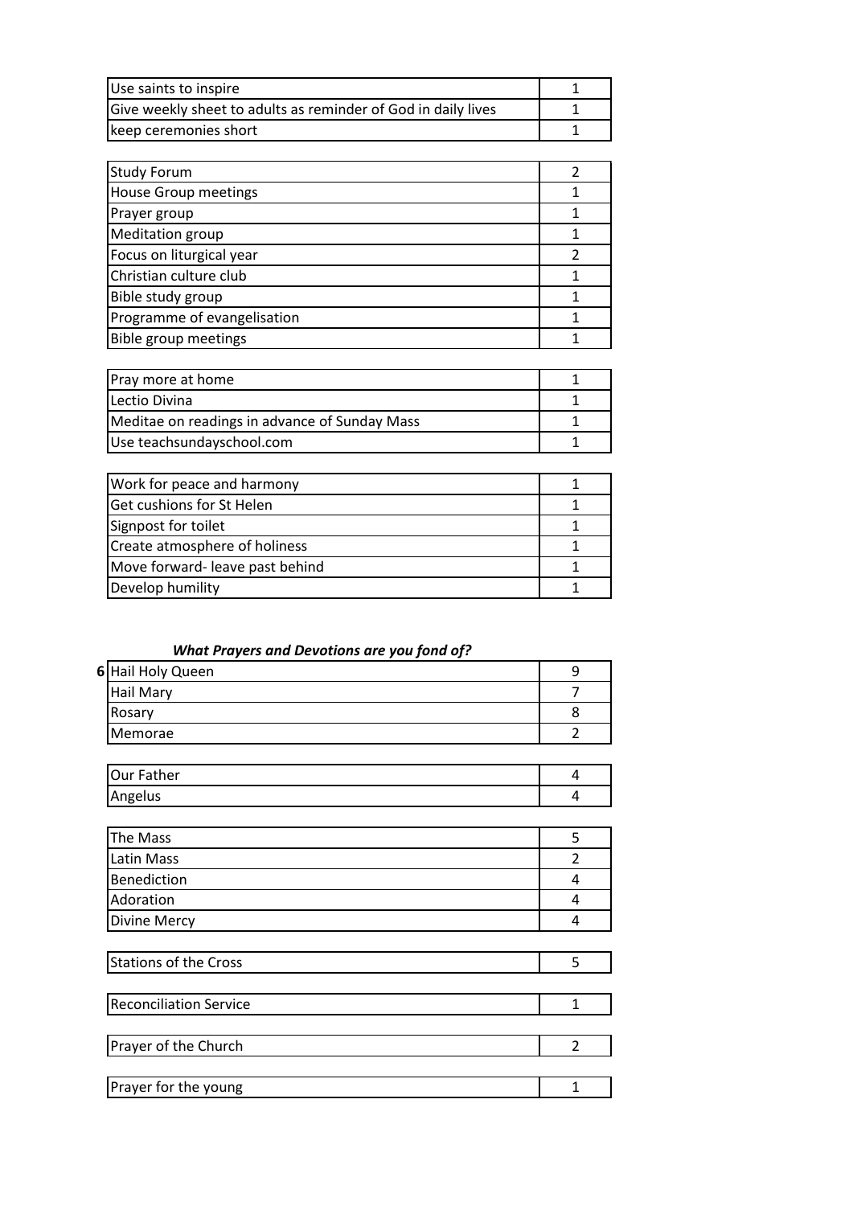| | |
|---|---|
| Use saints to inspire | 1 |
| Give weekly sheet to adults as reminder of God in daily lives | 1 |
| keep ceremonies short | 1 |

| | |
|---|---|
| Study Forum | 2 |
| House Group meetings | 1 |
| Prayer group | 1 |
| Meditation group | 1 |
| Focus on liturgical year | 2 |
| Christian culture club | 1 |
| Bible study group | 1 |
| Programme of evangelisation | 1 |
| Bible group meetings | 1 |

| | |
|---|---|
| Pray more at home | 1 |
| Lectio Divina | 1 |
| Meditae on readings in advance of Sunday Mass | 1 |
| Use teachsundayschool.com | 1 |

| | |
|---|---|
| Work for peace and harmony | 1 |
| Get cushions for St Helen | 1 |
| Signpost for toilet | 1 |
| Create atmosphere of holiness | 1 |
| Move forward- leave past behind | 1 |
| Develop humility | 1 |

***What Prayers and Devotions are you fond of?***

**6**

| | |
|---|---|
| Hail Holy Queen | 9 |
| Hail Mary | 7 |
| Rosary | 8 |
| Memorae | 2 |

| | |
|---|---|
| Our Father | 4 |
| Angelus | 4 |

| | |
|---|---|
| The Mass | 5 |
| Latin Mass | 2 |
| Benediction | 4 |
| Adoration | 4 |
| Divine Mercy | 4 |

| | |
|---|---|
| Stations of the Cross | 5 |

| | |
|---|---|
| Reconciliation Service | 1 |

| | |
|---|---|
| Prayer of the Church | 2 |

| | |
|---|---|
| Prayer for the young | 1 |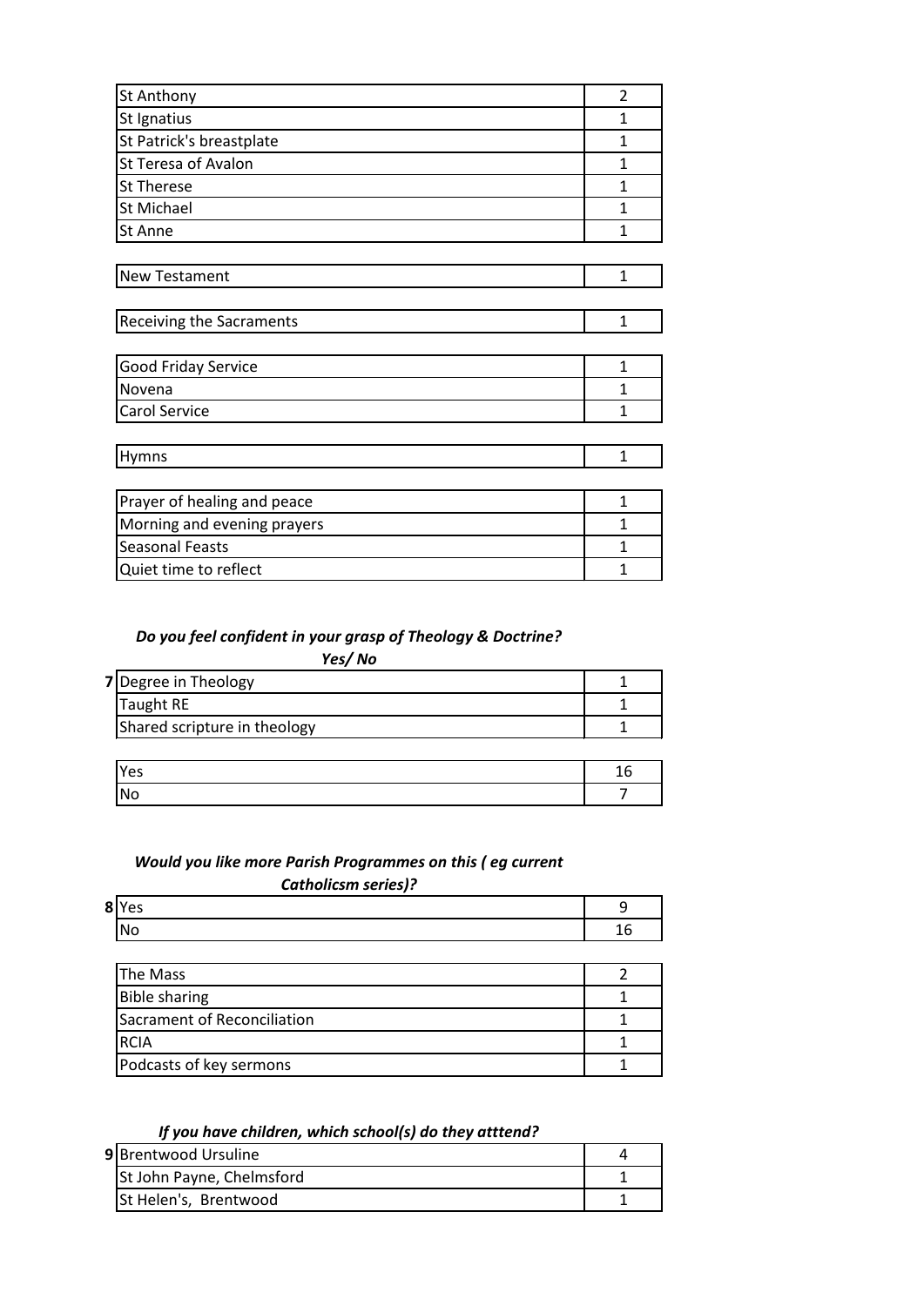| | |
|---|---|
| St Anthony | 2 |
| St Ignatius | 1 |
| St Patrick's breastplate | 1 |
| St Teresa of Avalon | 1 |
| St Therese | 1 |
| St Michael | 1 |
| St Anne | 1 |

| | |
|---|---|
| New Testament | 1 |

| | |
|---|---|
| Receiving the Sacraments | 1 |

| | |
|---|---|
| Good Friday Service | 1 |
| Novena | 1 |
| Carol Service | 1 |

| | |
|---|---|
| Hymns | 1 |

| | |
|---|---|
| Prayer of healing and peace | 1 |
| Morning and evening prayers | 1 |
| Seasonal Feasts | 1 |
| Quiet time to reflect | 1 |

***Do you feel confident in your grasp of Theology & Doctrine? Yes/ No***

| | | |
|---|---|---|
| 7 | Degree in Theology | 1 |
| | Taught RE | 1 |
| | Shared scripture in theology | 1 |

| | |
|---|---|
| Yes | 16 |
| No | 7 |

***Would you like more Parish Programmes on this ( eg current Catholicsm series)?***

| | | |
|---|---|---|
| 8 | Yes | 9 |
| | No | 16 |

| | |
|---|---|
| The Mass | 2 |
| Bible sharing | 1 |
| Sacrament of Reconciliation | 1 |
| RCIA | 1 |
| Podcasts of key sermons | 1 |

***If you have children, which school(s) do they atttend?***

| | | |
|---|---|---|
| 9 | Brentwood Ursuline | 4 |
| | St John Payne, Chelmsford | 1 |
| | St Helen's, Brentwood | 1 |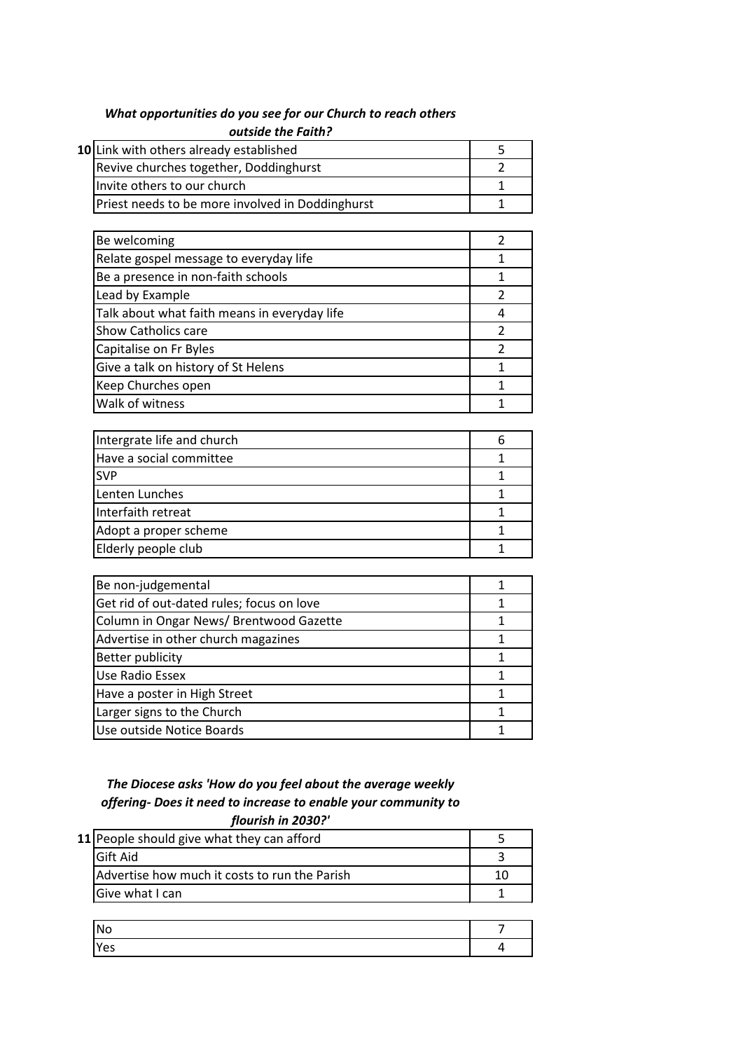***What opportunities do you see for our Church to reach others outside the Faith?***

**10**

| | |
|---|---|
| Link with others already established | 5 |
| Revive churches together, Doddinghurst | 2 |
| Invite others to our church | 1 |
| Priest needs to be more involved in Doddinghurst | 1 |

| | |
|---|---|
| Be welcoming | 2 |
| Relate gospel message to everyday life | 1 |
| Be a presence in non-faith schools | 1 |
| Lead by Example | 2 |
| Talk about what faith means in everyday life | 4 |
| Show Catholics care | 2 |
| Capitalise on Fr Byles | 2 |
| Give a talk on history of St Helens | 1 |
| Keep Churches open | 1 |
| Walk of witness | 1 |

| | |
|---|---|
| Intergrate life and church | 6 |
| Have a social committee | 1 |
| SVP | 1 |
| Lenten Lunches | 1 |
| Interfaith retreat | 1 |
| Adopt a proper scheme | 1 |
| Elderly people club | 1 |

| | |
|---|---|
| Be non-judgemental | 1 |
| Get rid of out-dated rules; focus on love | 1 |
| Column in Ongar News/ Brentwood Gazette | 1 |
| Advertise in other church magazines | 1 |
| Better publicity | 1 |
| Use Radio Essex | 1 |
| Have a poster in High Street | 1 |
| Larger signs to the Church | 1 |
| Use outside Notice Boards | 1 |

***The Diocese asks 'How do you feel about the average weekly offering- Does it need to increase to enable your community to flourish in 2030?'***

**11**

| | |
|---|---|
| People should give what they can afford | 5 |
| Gift Aid | 3 |
| Advertise how much it costs to run the Parish | 10 |
| Give what I can | 1 |

| | |
|---|---|
| No | 7 |
| Yes | 4 |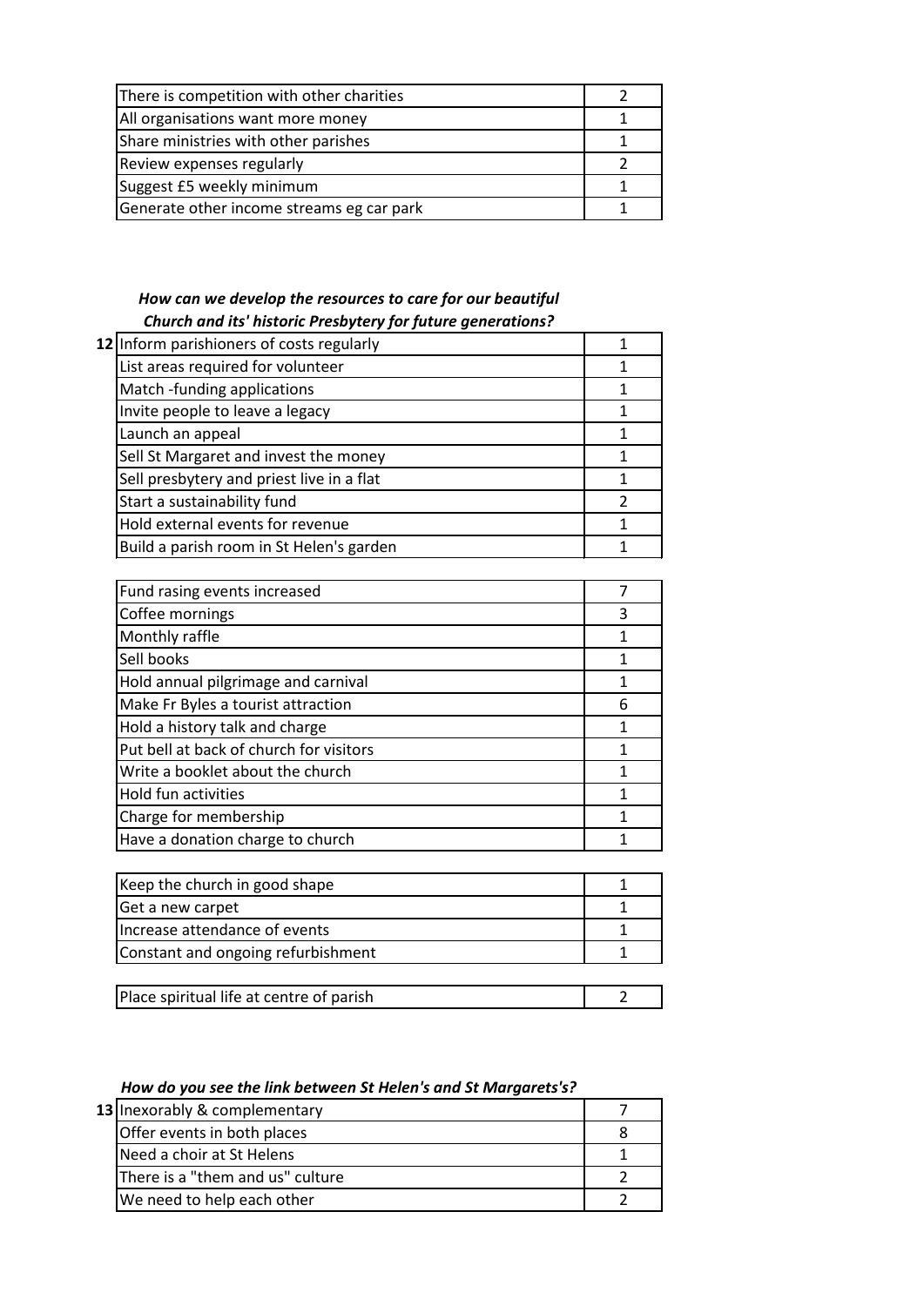| | |
|---|---|
| There is competition with other charities | 2 |
| All organisations want more money | 1 |
| Share ministries with other parishes | 1 |
| Review expenses regularly | 2 |
| Suggest £5 weekly minimum | 1 |
| Generate other income streams eg car park | 1 |

***How can we develop the resources to care for our beautiful Church and its' historic Presbytery for future generations?***

| | | |
|---|---|---|
| 12 | Inform parishioners of costs regularly | 1 |
| | List areas required for volunteer | 1 |
| | Match -funding applications | 1 |
| | Invite people to leave a legacy | 1 |
| | Launch an appeal | 1 |
| | Sell St Margaret and invest the money | 1 |
| | Sell presbytery and priest live in a flat | 1 |
| | Start a sustainability fund | 2 |
| | Hold external events for revenue | 1 |
| | Build a parish room in St Helen's garden | 1 |

| | |
|---|---|
| Fund rasing events increased | 7 |
| Coffee mornings | 3 |
| Monthly raffle | 1 |
| Sell books | 1 |
| Hold annual pilgrimage and carnival | 1 |
| Make Fr Byles a tourist attraction | 6 |
| Hold a history talk and charge | 1 |
| Put bell at back of church for visitors | 1 |
| Write a booklet about the church | 1 |
| Hold fun activities | 1 |
| Charge for membership | 1 |
| Have a donation charge to church | 1 |

| | |
|---|---|
| Keep the church in good shape | 1 |
| Get a new carpet | 1 |
| Increase attendance of events | 1 |
| Constant and ongoing refurbishment | 1 |

| | |
|---|---|
| Place spiritual life at centre of parish | 2 |

***How do you see the link between St Helen's and St Margarets's?***

| | | |
|---|---|---|
| 13 | Inexorably & complementary | 7 |
| | Offer events in both places | 8 |
| | Need a choir at St Helens | 1 |
| | There is a "them and us" culture | 2 |
| | We need to help each other | 2 |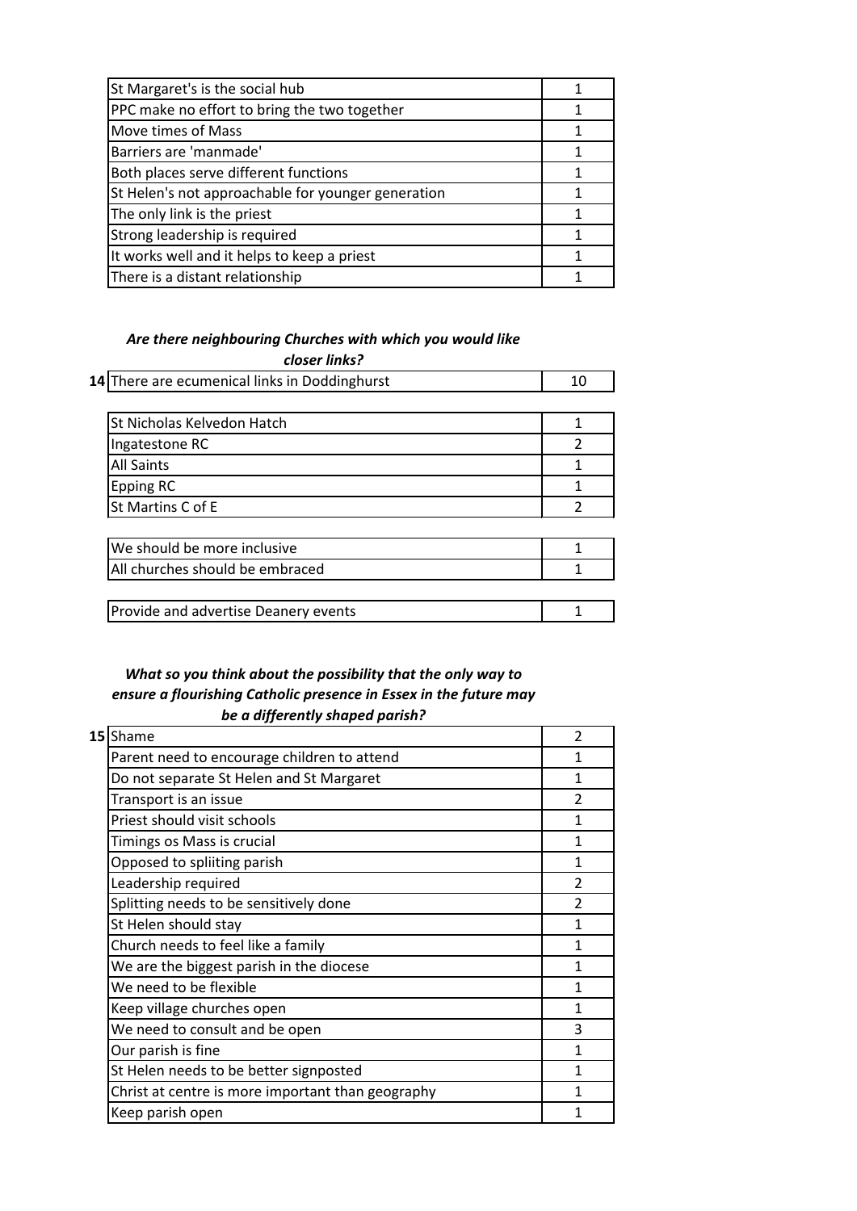| | |
|---|---|
| St Margaret's is the social hub | 1 |
| PPC make no effort to bring the two together | 1 |
| Move times of Mass | 1 |
| Barriers are 'manmade' | 1 |
| Both places serve different functions | 1 |
| St Helen's not approachable for younger generation | 1 |
| The only link is the priest | 1 |
| Strong leadership is required | 1 |
| It works well and it helps to keep a priest | 1 |
| There is a distant relationship | 1 |

***Are there neighbouring Churches with which you would like closer links?***

| | | |
|---|---|---|
| **14** | There are ecumenical links in Doddinghurst | 10 |

| | |
|---|---|
| St Nicholas Kelvedon Hatch | 1 |
| Ingatestone RC | 2 |
| All Saints | 1 |
| Epping RC | 1 |
| St Martins C of E | 2 |

| | |
|---|---|
| We should be more inclusive | 1 |
| All churches should be embraced | 1 |

| | |
|---|---|
| Provide and advertise Deanery events | 1 |

***What so you think about the possibility that the only way to ensure a flourishing Catholic presence in Essex in the future may be a differently shaped parish?***

| | | |
|---|---|---|
| **15** | Shame | 2 |
| | Parent need to encourage children to attend | 1 |
| | Do not separate St Helen and St Margaret | 1 |
| | Transport is an issue | 2 |
| | Priest should visit schools | 1 |
| | Timings os Mass is crucial | 1 |
| | Opposed to spliiting parish | 1 |
| | Leadership required | 2 |
| | Splitting needs to be sensitively done | 2 |
| | St Helen should stay | 1 |
| | Church needs to feel like a family | 1 |
| | We are the biggest parish in the diocese | 1 |
| | We need to be flexible | 1 |
| | Keep village churches open | 1 |
| | We need to consult and be open | 3 |
| | Our parish is fine | 1 |
| | St Helen needs to be better signposted | 1 |
| | Christ at centre is more important than geography | 1 |
| | Keep parish open | 1 |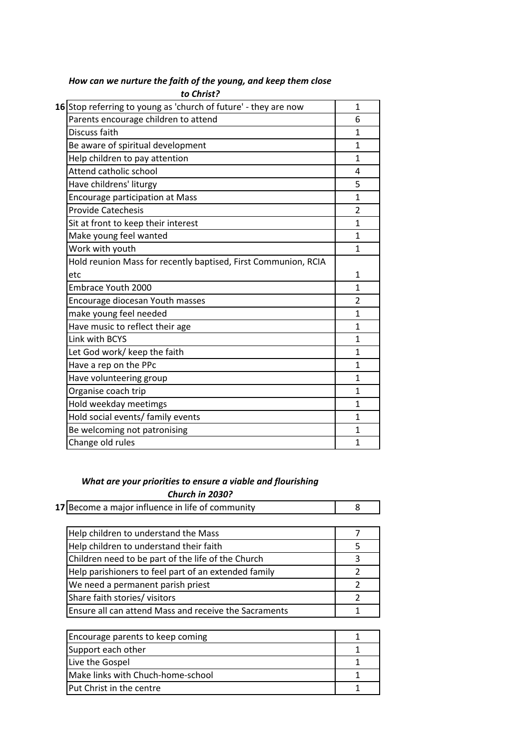### *How can we nurture the faith of the young, and keep them close to Christ?*

| 16 | | |
|---|---|---|
| | Stop referring to young as 'church of future' - they are now | 1 |
| | Parents encourage children to attend | 6 |
| | Discuss faith | 1 |
| | Be aware of spiritual development | 1 |
| | Help children to pay attention | 1 |
| | Attend catholic school | 4 |
| | Have childrens' liturgy | 5 |
| | Encourage participation at Mass | 1 |
| | Provide Catechesis | 2 |
| | Sit at front to keep their interest | 1 |
| | Make young feel wanted | 1 |
| | Work with youth | 1 |
| | Hold reunion Mass for recently baptised, First Communion, RCIA etc | 1 |
| | Embrace Youth 2000 | 1 |
| | Encourage diocesan Youth masses | 2 |
| | make young feel needed | 1 |
| | Have music to reflect their age | 1 |
| | Link with BCYS | 1 |
| | Let God work/ keep the faith | 1 |
| | Have a rep on the PPc | 1 |
| | Have volunteering group | 1 |
| | Organise coach trip | 1 |
| | Hold weekday meetimgs | 1 |
| | Hold social events/ family events | 1 |
| | Be welcoming not patronising | 1 |
| | Change old rules | 1 |

### *What are your priorities to ensure a viable and flourishing Church in 2030?*

| 17 | | |
|---|---|---|
| | Become a major influence in life of community | 8 |

| | |
|---|---|
| Help children to understand the Mass | 7 |
| Help children to understand their faith | 5 |
| Children need to be part of the life of the Church | 3 |
| Help parishioners to feel part of an extended family | 2 |
| We need a permanent parish priest | 2 |
| Share faith stories/ visitors | 2 |
| Ensure all can attend Mass and receive the Sacraments | 1 |

| | |
|---|---|
| Encourage parents to keep coming | 1 |
| Support each other | 1 |
| Live the Gospel | 1 |
| Make links with Chuch-home-school | 1 |
| Put Christ in the centre | 1 |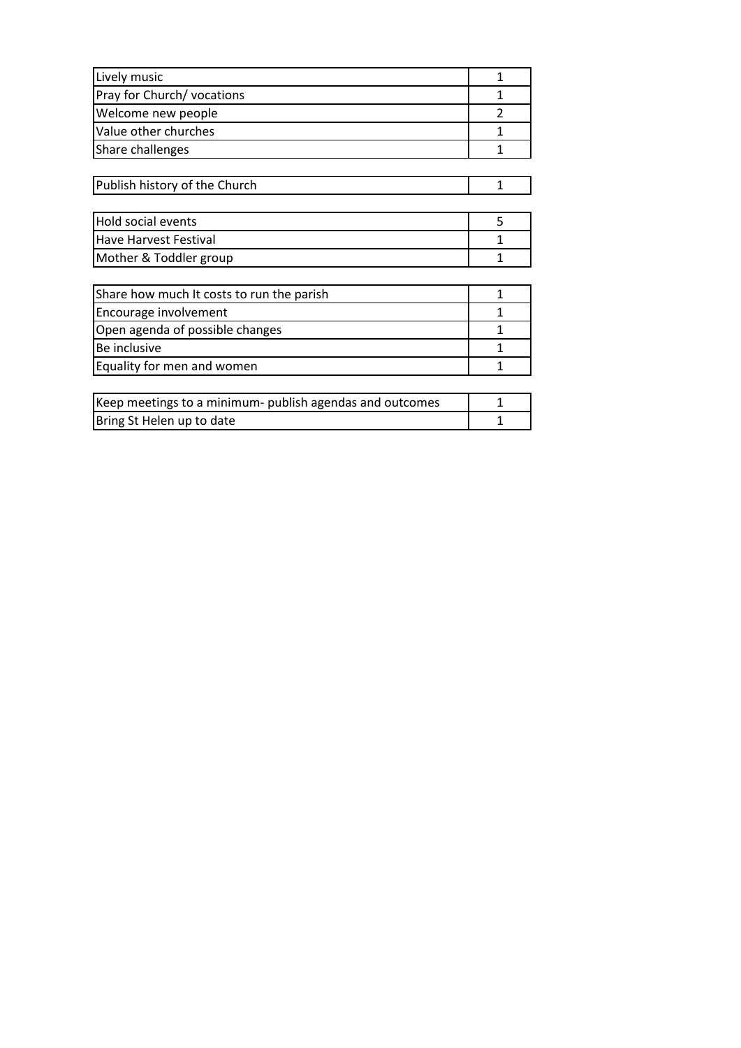| | |
|---|---|
| Lively music | 1 |
| Pray for Church/ vocations | 1 |
| Welcome new people | 2 |
| Value other churches | 1 |
| Share challenges | 1 |

| | |
|---|---|
| Publish history of the Church | 1 |

| | |
|---|---|
| Hold social events | 5 |
| Have Harvest Festival | 1 |
| Mother & Toddler group | 1 |

| | |
|---|---|
| Share how much It costs to run the parish | 1 |
| Encourage involvement | 1 |
| Open agenda of possible changes | 1 |
| Be inclusive | 1 |
| Equality for men and women | 1 |

| | |
|---|---|
| Keep meetings to a minimum- publish agendas and outcomes | 1 |
| Bring St Helen up to date | 1 |